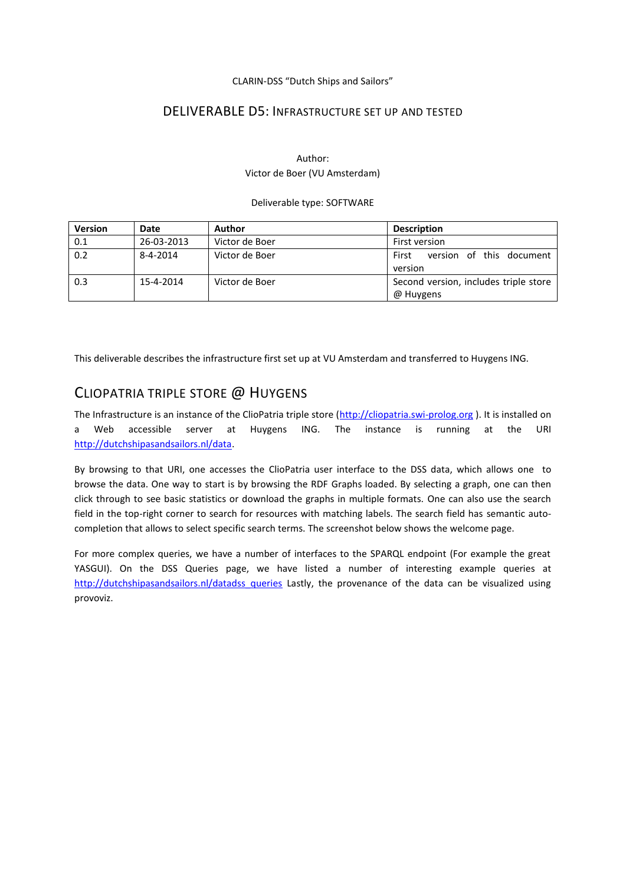CLARIN-DSS "Dutch Ships and Sailors"

# DELIVERABLE D5: INFRASTRUCTURE SET UP AND TESTED

Author:
Victor de Boer (VU Amsterdam)

Deliverable type: SOFTWARE

| Version | Date | Author | Description |
|---|---|---|---|
| 0.1 | 26-03-2013 | Victor de Boer | First version |
| 0.2 | 8-4-2014 | Victor de Boer | First version of this document version |
| 0.3 | 15-4-2014 | Victor de Boer | Second version, includes triple store @ Huygens |

This deliverable describes the infrastructure first set up at VU Amsterdam and transferred to Huygens ING.

## CLIOPATRIA TRIPLE STORE @ HUYGENS

The Infrastructure is an instance of the ClioPatria triple store (http://cliopatria.swi-prolog.org ). It is installed on a Web accessible server at Huygens ING. The instance is running at the URI http://dutchshipasandsailors.nl/data.

By browsing to that URI, one accesses the ClioPatria user interface to the DSS data, which allows one to browse the data. One way to start is by browsing the RDF Graphs loaded. By selecting a graph, one can then click through to see basic statistics or download the graphs in multiple formats. One can also use the search field in the top-right corner to search for resources with matching labels. The search field has semantic auto-completion that allows to select specific search terms. The screenshot below shows the welcome page.

For more complex queries, we have a number of interfaces to the SPARQL endpoint (For example the great YASGUI). On the DSS Queries page, we have listed a number of interesting example queries at http://dutchshipasandsailors.nl/datadss_queries Lastly, the provenance of the data can be visualized using provoviz.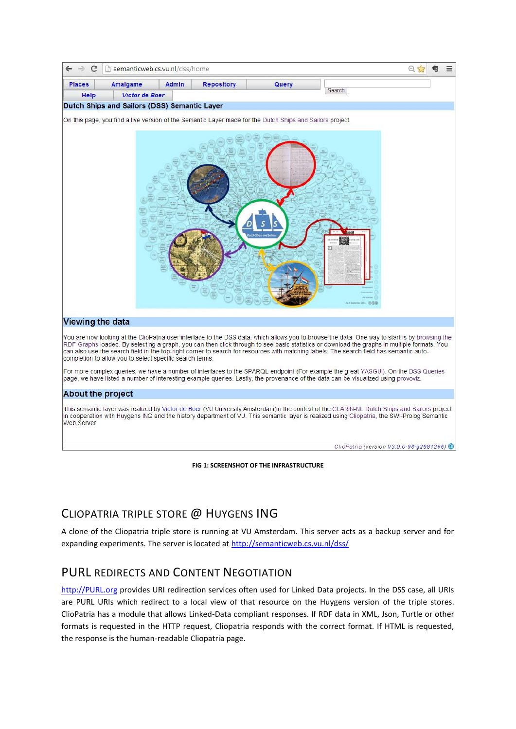FIG 1: SCREENSHOT OF THE INFRASTRUCTURE

## CLIOPATRIA TRIPLE STORE @ HUYGENS ING

A clone of the Cliopatria triple store is running at VU Amsterdam. This server acts as a backup server and for expanding experiments. The server is located at http://semanticweb.cs.vu.nl/dss/

## PURL REDIRECTS AND CONTENT NEGOTIATION

http://PURL.org provides URI redirection services often used for Linked Data projects. In the DSS case, all URIs are PURL URIs which redirect to a local view of that resource on the Huygens version of the triple stores. ClioPatria has a module that allows Linked-Data compliant responses. If RDF data in XML, Json, Turtle or other formats is requested in the HTTP request, Cliopatria responds with the correct format. If HTML is requested, the response is the human-readable Cliopatria page.